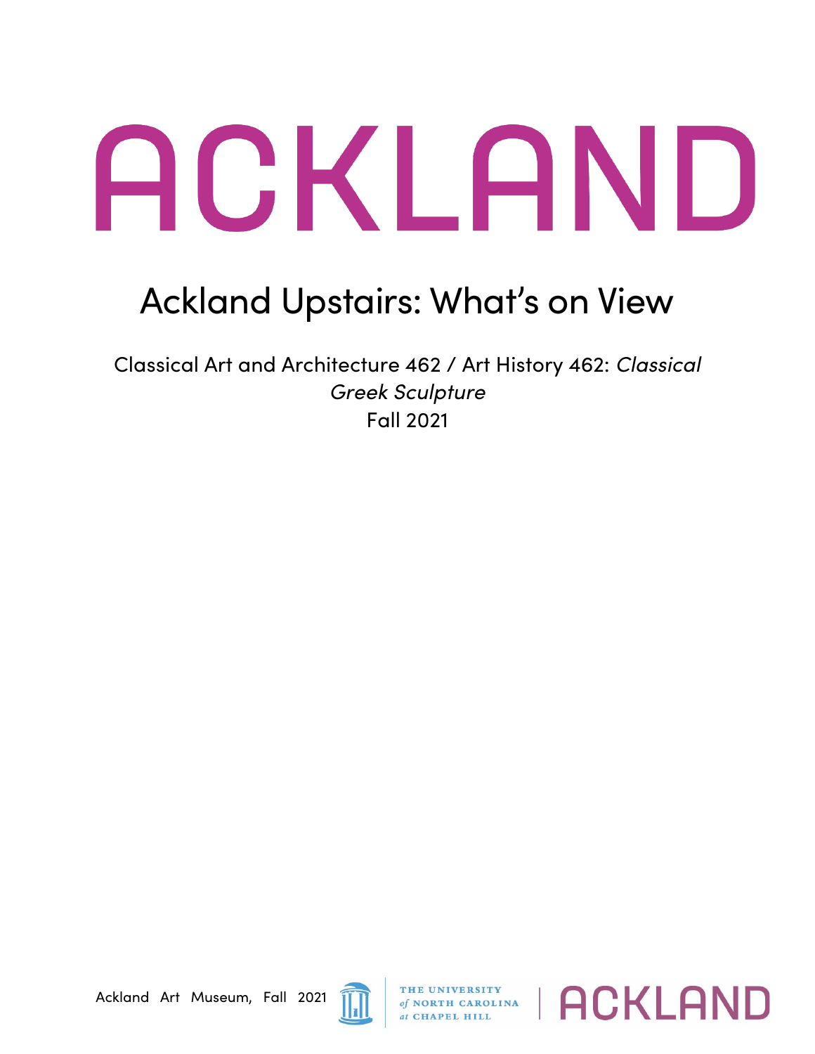# ACKLAND

## Ackland Upstairs: What's on View

Classical Art and Architecture 462 / Art History 462: *Classical Greek Sculpture*
Fall 2021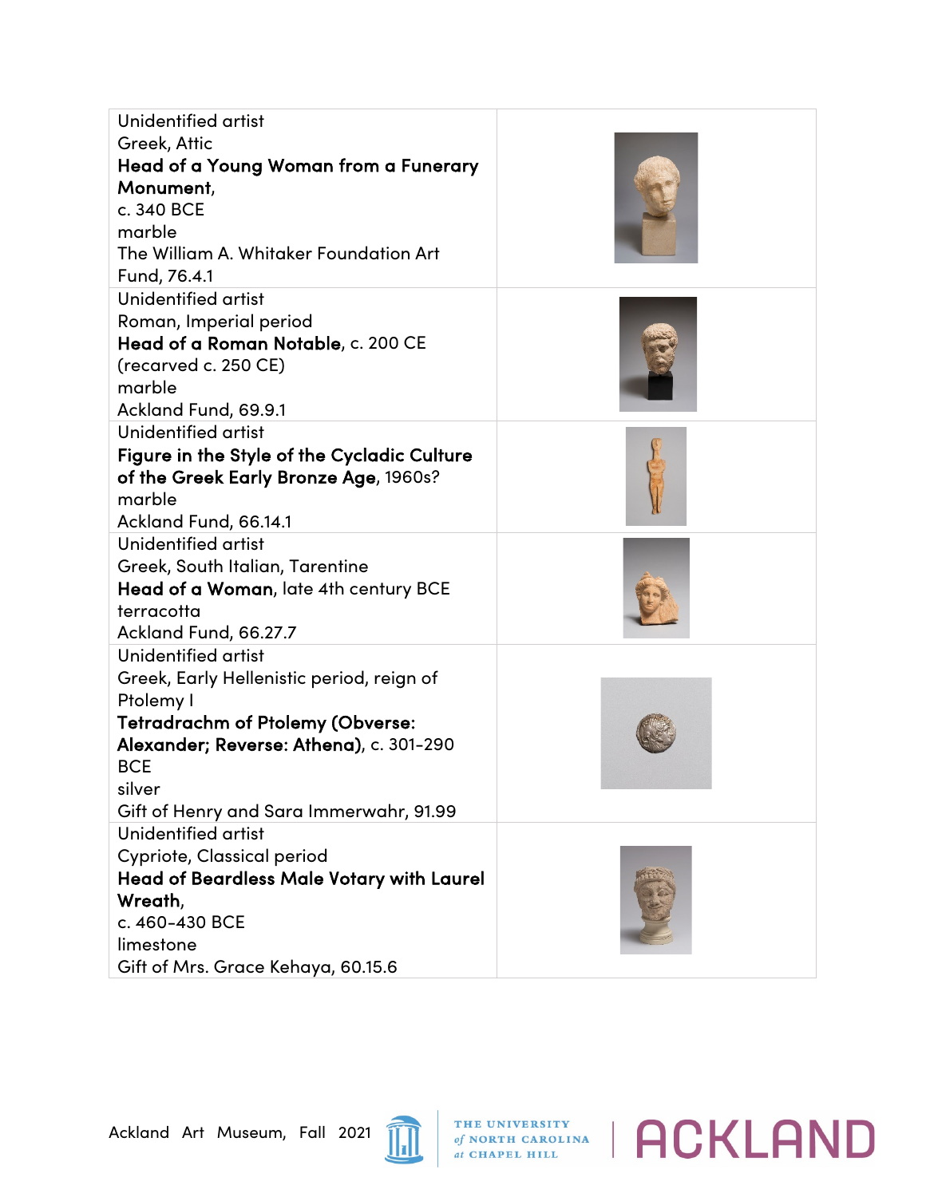| | |
|---|---|
| Unidentified artist<br>Greek, Attic<br>**Head of a Young Woman from a Funerary Monument,**<br>c. 340 BCE<br>marble<br>The William A. Whitaker Foundation Art Fund, 76.4.1 | |
| Unidentified artist<br>Roman, Imperial period<br>**Head of a Roman Notable**, c. 200 CE (recarved c. 250 CE)<br>marble<br>Ackland Fund, 69.9.1 | |
| Unidentified artist<br>**Figure in the Style of the Cycladic Culture of the Greek Early Bronze Age**, 1960s?<br>marble<br>Ackland Fund, 66.14.1 | |
| Unidentified artist<br>Greek, South Italian, Tarentine<br>**Head of a Woman**, late 4th century BCE<br>terracotta<br>Ackland Fund, 66.27.7 | |
| Unidentified artist<br>Greek, Early Hellenistic period, reign of Ptolemy I<br>**Tetradrachm of Ptolemy (Obverse: Alexander; Reverse: Athena)**, c. 301-290 BCE<br>silver<br>Gift of Henry and Sara Immerwahr, 91.99 | |
| Unidentified artist<br>Cypriote, Classical period<br>**Head of Beardless Male Votary with Laurel Wreath,**<br>c. 460-430 BCE<br>limestone<br>Gift of Mrs. Grace Kehaya, 60.15.6 | |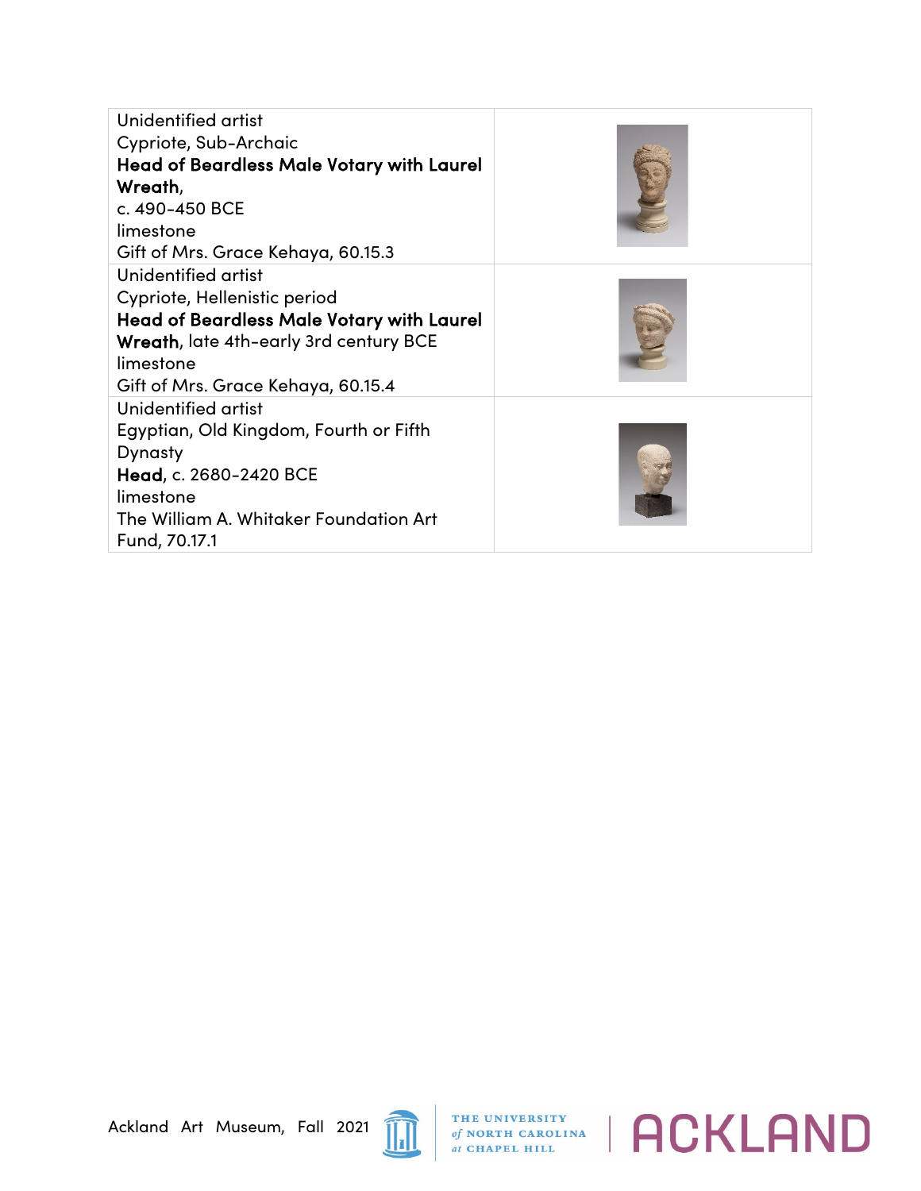| | |
|---|---|
| Unidentified artist<br>Cypriote, Sub-Archaic<br>**Head of Beardless Male Votary with Laurel Wreath**,<br>c. 490-450 BCE<br>limestone<br>Gift of Mrs. Grace Kehaya, 60.15.3 | |
| Unidentified artist<br>Cypriote, Hellenistic period<br>**Head of Beardless Male Votary with Laurel Wreath**, late 4th-early 3rd century BCE<br>limestone<br>Gift of Mrs. Grace Kehaya, 60.15.4 | |
| Unidentified artist<br>Egyptian, Old Kingdom, Fourth or Fifth Dynasty<br>**Head**, c. 2680-2420 BCE<br>limestone<br>The William A. Whitaker Foundation Art Fund, 70.17.1 | |